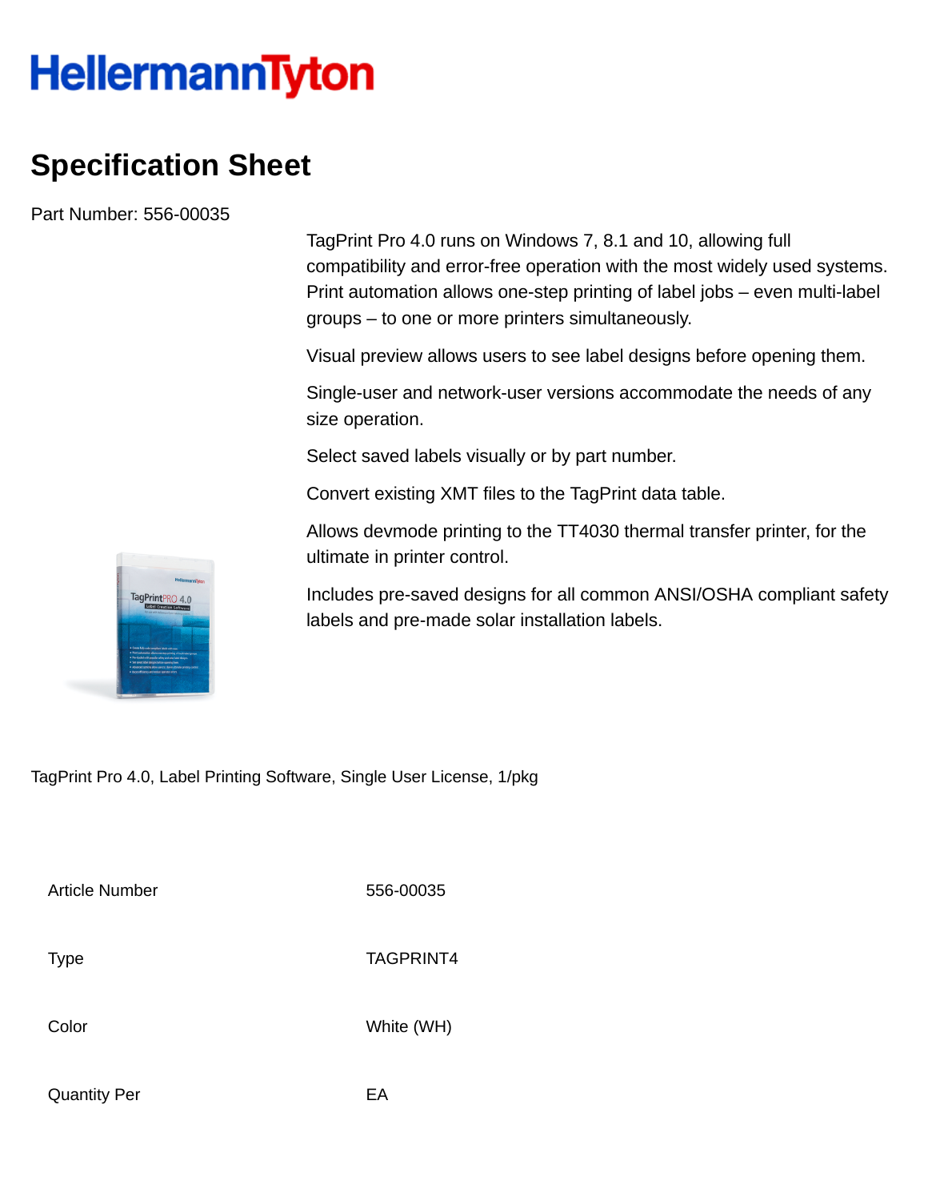# HellermannTyton

## Specification Sheet

Part Number: 556-00035

TagPrint Pro 4.0 runs on Windows 7, 8.1 and 10, allowing full compatibility and error-free operation with the most widely used systems. Print automation allows one-step printing of label jobs – even multi-label groups – to one or more printers simultaneously.

Visual preview allows users to see label designs before opening them.

Single-user and network-user versions accommodate the needs of any size operation.

Select saved labels visually or by part number.

Convert existing XMT files to the TagPrint data table.

Allows devmode printing to the TT4030 thermal transfer printer, for the ultimate in printer control.

Includes pre-saved designs for all common ANSI/OSHA compliant safety labels and pre-made solar installation labels.

TagPrint Pro 4.0, Label Printing Software, Single User License, 1/pkg

| | |
|---|---|
| Article Number | 556-00035 |
| Type | TAGPRINT4 |
| Color | White (WH) |
| Quantity Per | EA |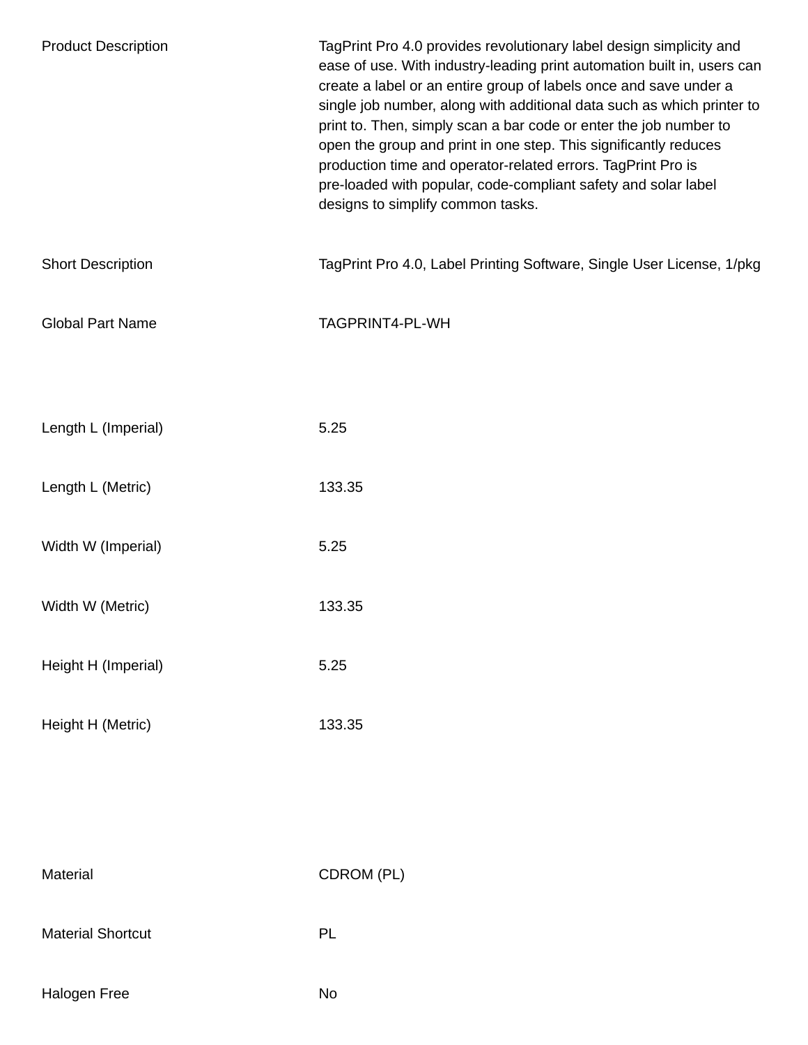| | |
|---|---|
| Product Description | TagPrint Pro 4.0 provides revolutionary label design simplicity and ease of use. With industry-leading print automation built in, users can create a label or an entire group of labels once and save under a single job number, along with additional data such as which printer to print to. Then, simply scan a bar code or enter the job number to open the group and print in one step. This significantly reduces production time and operator-related errors. TagPrint Pro is pre-loaded with popular, code-compliant safety and solar label designs to simplify common tasks. |
| Short Description | TagPrint Pro 4.0, Label Printing Software, Single User License, 1/pkg |
| Global Part Name | TAGPRINT4-PL-WH |
| Length L (Imperial) | 5.25 |
| Length L (Metric) | 133.35 |
| Width W (Imperial) | 5.25 |
| Width W (Metric) | 133.35 |
| Height H (Imperial) | 5.25 |
| Height H (Metric) | 133.35 |
| Material | CDROM (PL) |
| Material Shortcut | PL |
| Halogen Free | No |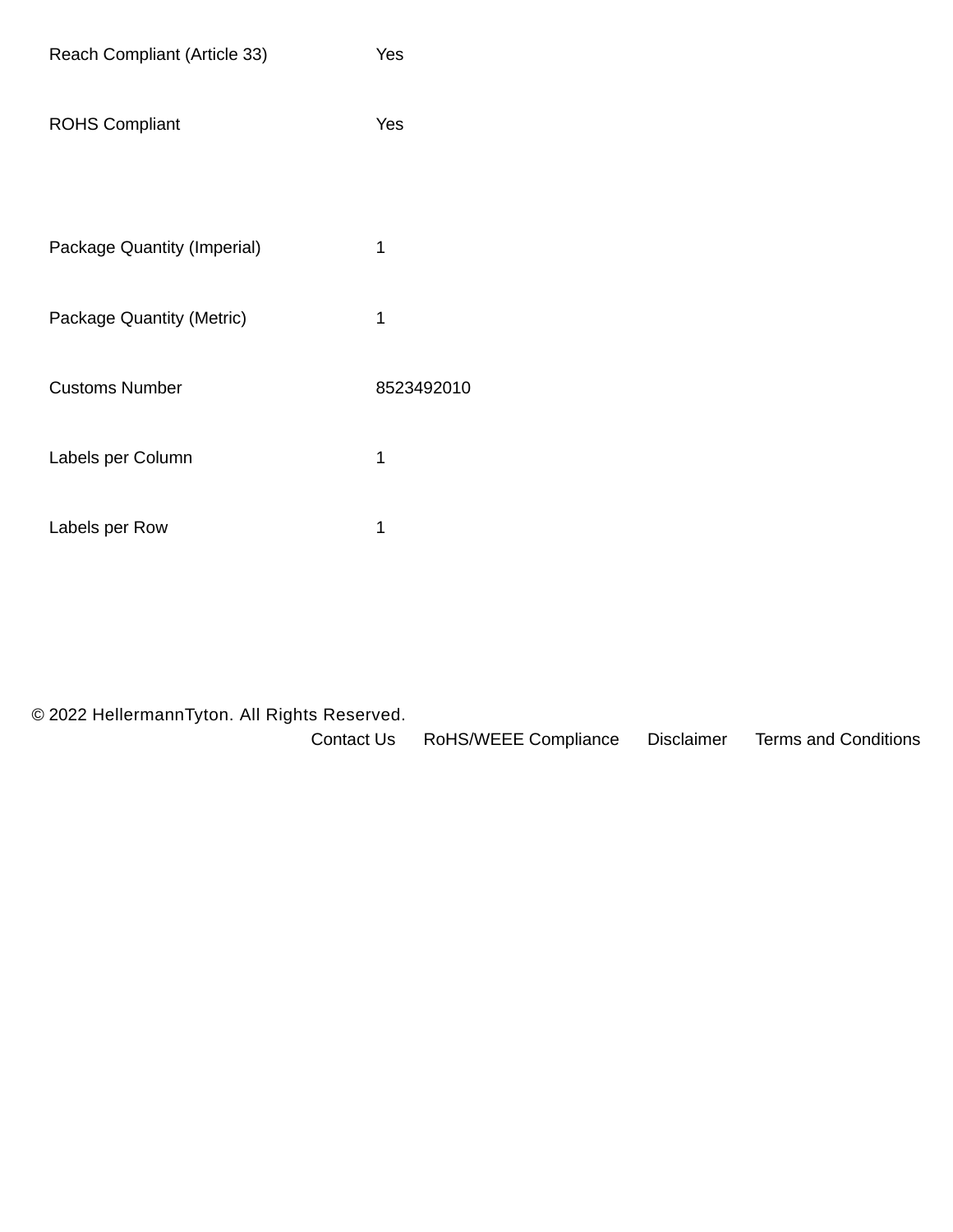| | |
|---|---|
| Reach Compliant (Article 33) | Yes |
| ROHS Compliant | Yes |

| | |
|---|---|
| Package Quantity (Imperial) | 1 |
| Package Quantity (Metric) | 1 |
| Customs Number | 8523492010 |
| Labels per Column | 1 |
| Labels per Row | 1 |

© 2022 HellermannTyton. All Rights Reserved.

Contact Us RoHS/WEEE Compliance Disclaimer Terms and Conditions